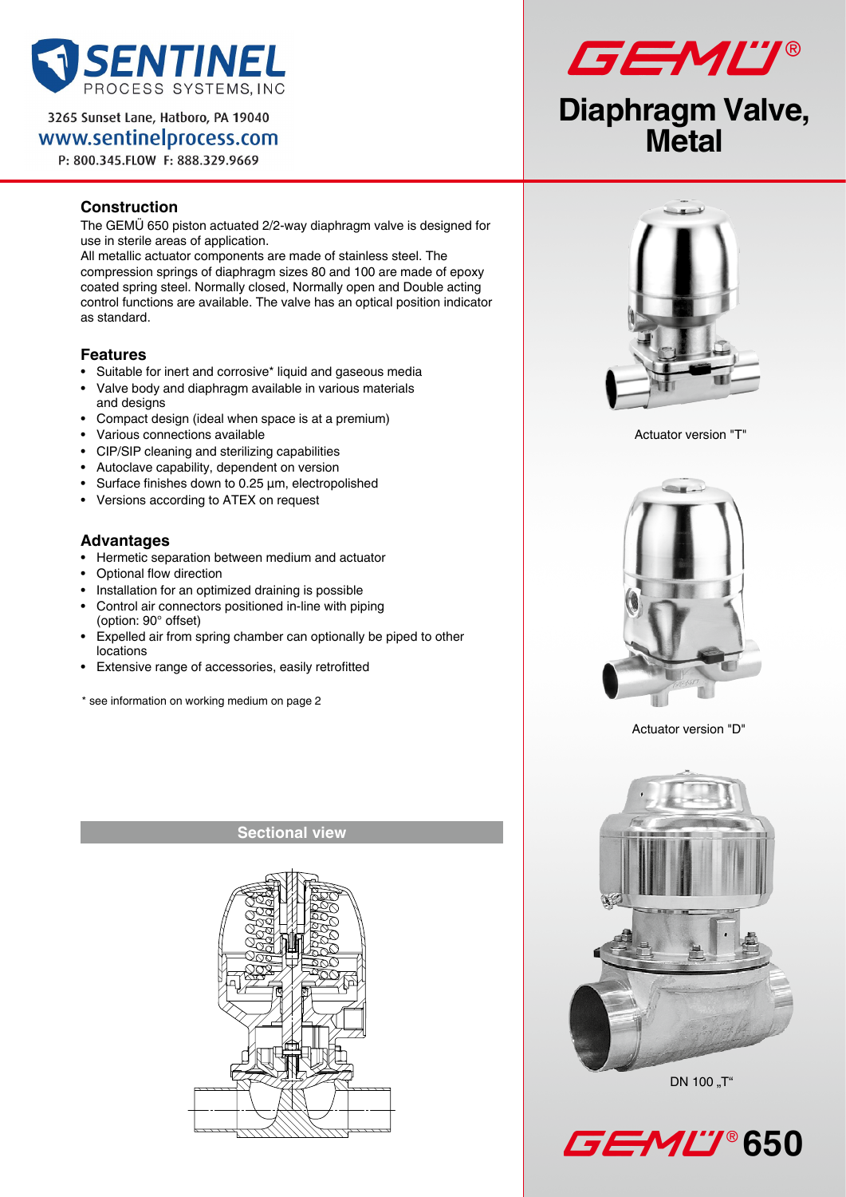SENTINEL PROCESS SYSTEMS, INC

3265 Sunset Lane, Hatboro, PA 19040
www.sentinelprocess.com
P: 800.345.FLOW F: 888.329.9669

GEMÜ®

# Diaphragm Valve, Metal

## Construction

The GEMÜ 650 piston actuated 2/2-way diaphragm valve is designed for use in sterile areas of application.
All metallic actuator components are made of stainless steel. The compression springs of diaphragm sizes 80 and 100 are made of epoxy coated spring steel. Normally closed, Normally open and Double acting control functions are available. The valve has an optical position indicator as standard.

## Features

- Suitable for inert and corrosive* liquid and gaseous media
- Valve body and diaphragm available in various materials and designs
- Compact design (ideal when space is at a premium)
- Various connections available
- CIP/SIP cleaning and sterilizing capabilities
- Autoclave capability, dependent on version
- Surface finishes down to 0.25 µm, electropolished
- Versions according to ATEX on request

## Advantages

- Hermetic separation between medium and actuator
- Optional flow direction
- Installation for an optimized draining is possible
- Control air connectors positioned in-line with piping (option: 90° offset)
- Expelled air from spring chamber can optionally be piped to other locations
- Extensive range of accessories, easily retrofitted

\* see information on working medium on page 2

Actuator version "T"

Actuator version "D"

DN 100 „T"

## Sectional view

GEMÜ® 650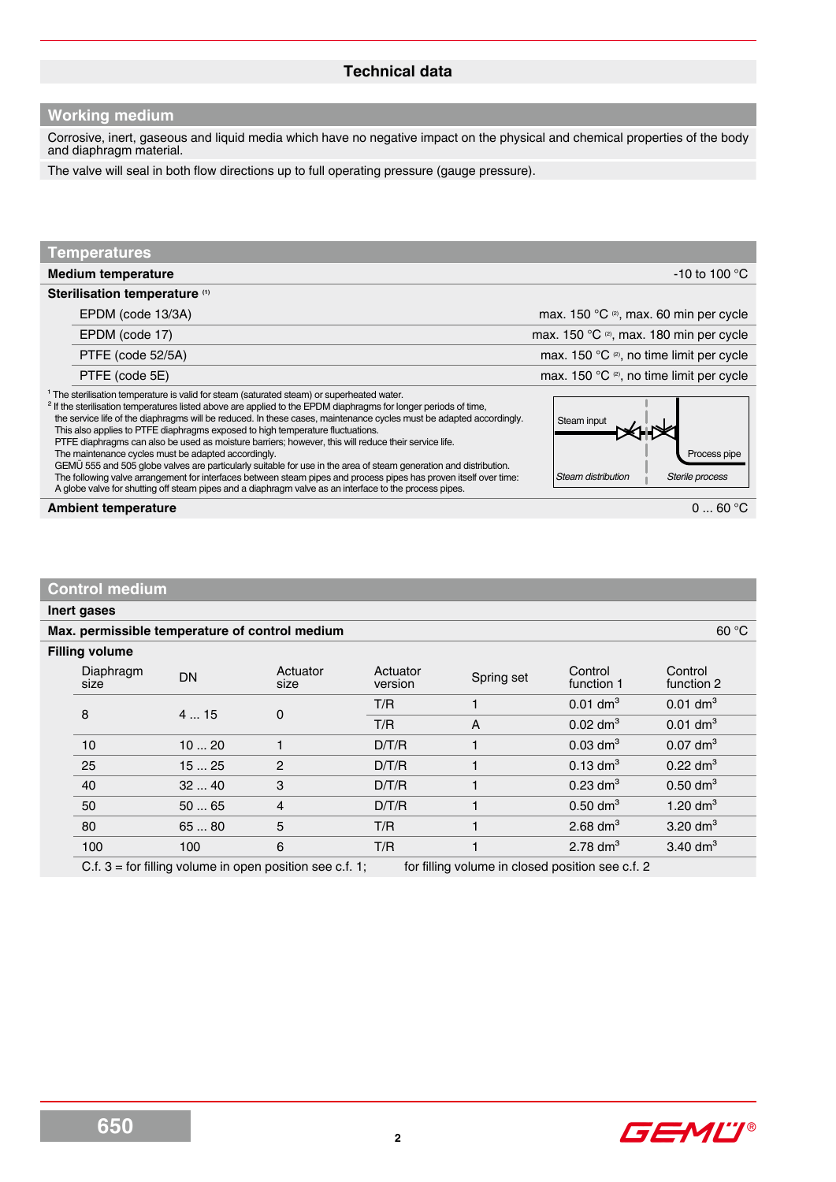## Technical data

### Working medium

Corrosive, inert, gaseous and liquid media which have no negative impact on the physical and chemical properties of the body and diaphragm material.

The valve will seal in both flow directions up to full operating pressure (gauge pressure).

### Temperatures

| | |
|---|---|
| **Medium temperature** | -10 to 100 °C |
| **Sterilisation temperature** [1] | |
| EPDM (code 13/3A) | max. 150 °C [2], max. 60 min per cycle |
| EPDM (code 17) | max. 150 °C [2], max. 180 min per cycle |
| PTFE (code 52/5A) | max. 150 °C [2], no time limit per cycle |
| PTFE (code 5E) | max. 150 °C [2], no time limit per cycle |

[1] The sterilisation temperature is valid for steam (saturated steam) or superheated water.
[2] If the sterilisation temperatures listed above are applied to the EPDM diaphragms for longer periods of time, the service life of the diaphragms will be reduced. In these cases, maintenance cycles must be adapted accordingly.
This also applies to PTFE diaphragms exposed to high temperature fluctuations.
PTFE diaphragms can also be used as moisture barriers; however, this will reduce their service life.
The maintenance cycles must be adapted accordingly.
GEMÜ 555 and 505 globe valves are particularly suitable for use in the area of steam generation and distribution.
The following valve arrangement for interfaces between steam pipes and process pipes has proven itself over time:
A globe valve for shutting off steam pipes and a diaphragm valve as an interface to the process pipes.

Steam input
Process pipe
Steam distribution
Sterile process

| | |
|---|---|
| **Ambient temperature** | 0 ... 60 °C |

### Control medium

**Inert gases**

**Max. permissible temperature of control medium** 60 °C

**Filling volume**

| Diaphragm size | DN | Actuator size | Actuator version | Spring set | Control function 1 | Control function 2 |
|---|---|---|---|---|---|---|
| 8 | 4 ... 15 | 0 | T/R | 1 | 0.01 $dm^3$ | 0.01 $dm^3$ |
| | | | T/R | A | 0.02 $dm^3$ | 0.01 $dm^3$ |
| 10 | 10 ... 20 | 1 | D/T/R | 1 | 0.03 $dm^3$ | 0.07 $dm^3$ |
| 25 | 15 ... 25 | 2 | D/T/R | 1 | 0.13 $dm^3$ | 0.22 $dm^3$ |
| 40 | 32 ... 40 | 3 | D/T/R | 1 | 0.23 $dm^3$ | 0.50 $dm^3$ |
| 50 | 50 ... 65 | 4 | D/T/R | 1 | 0.50 $dm^3$ | 1.20 $dm^3$ |
| 80 | 65 ... 80 | 5 | T/R | 1 | 2.68 $dm^3$ | 3.20 $dm^3$ |
| 100 | 100 | 6 | T/R | 1 | 2.78 $dm^3$ | 3.40 $dm^3$ |

C.f. 3 = for filling volume in open position see c.f. 1; for filling volume in closed position see c.f. 2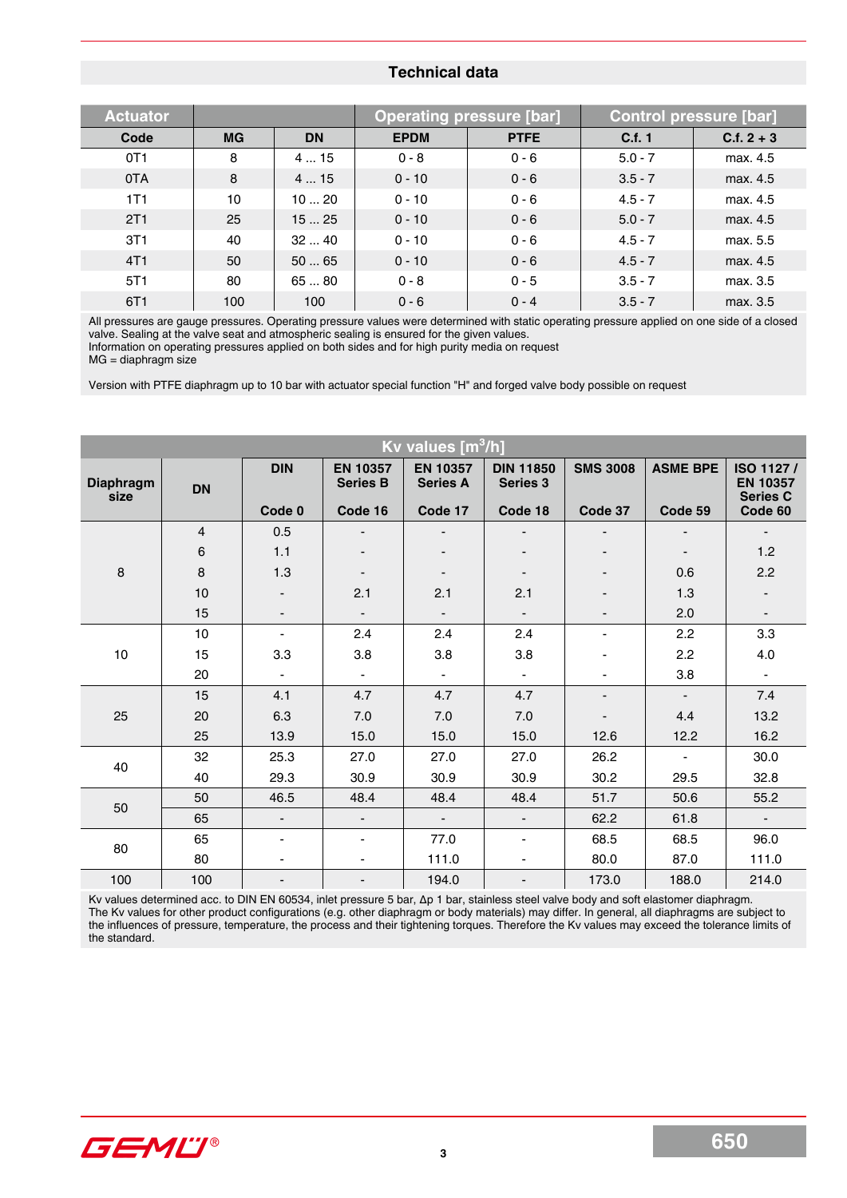## Technical data

| Actuator | | | Operating pressure [bar] | | Control pressure [bar] | |
|---|---|---|---|---|---|---|
| Code | MG | DN | EPDM | PTFE | C.f. 1 | C.f. 2 + 3 |
| 0T1 | 8 | 4 ... 15 | 0 - 8 | 0 - 6 | 5.0 - 7 | max. 4.5 |
| 0TA | 8 | 4 ... 15 | 0 - 10 | 0 - 6 | 3.5 - 7 | max. 4.5 |
| 1T1 | 10 | 10 ... 20 | 0 - 10 | 0 - 6 | 4.5 - 7 | max. 4.5 |
| 2T1 | 25 | 15 ... 25 | 0 - 10 | 0 - 6 | 5.0 - 7 | max. 4.5 |
| 3T1 | 40 | 32 ... 40 | 0 - 10 | 0 - 6 | 4.5 - 7 | max. 5.5 |
| 4T1 | 50 | 50 ... 65 | 0 - 10 | 0 - 6 | 4.5 - 7 | max. 4.5 |
| 5T1 | 80 | 65 ... 80 | 0 - 8 | 0 - 5 | 3.5 - 7 | max. 3.5 |
| 6T1 | 100 | 100 | 0 - 6 | 0 - 4 | 3.5 - 7 | max. 3.5 |

All pressures are gauge pressures. Operating pressure values were determined with static operating pressure applied on one side of a closed valve. Sealing at the valve seat and atmospheric sealing is ensured for the given values.
Information on operating pressures applied on both sides and for high purity media on request
MG = diaphragm size

Version with PTFE diaphragm up to 10 bar with actuator special function "H" and forged valve body possible on request

| Kv values [m³/h] | | | | | | | | |
|---|---|---|---|---|---|---|---|---|
| Diaphragm size | DN | DIN Code 0 | EN 10357 Series B Code 16 | EN 10357 Series A Code 17 | DIN 11850 Series 3 Code 18 | SMS 3008 Code 37 | ASME BPE Code 59 | ISO 1127 / EN 10357 Series C Code 60 |
| 8 | 4 | 0.5 | - | - | - | - | - | - |
| | 6 | 1.1 | - | - | - | - | - | 1.2 |
| | 8 | 1.3 | - | - | - | - | 0.6 | 2.2 |
| | 10 | - | 2.1 | 2.1 | 2.1 | - | 1.3 | - |
| | 15 | - | - | - | - | - | 2.0 | - |
| 10 | 10 | - | 2.4 | 2.4 | 2.4 | - | 2.2 | 3.3 |
| | 15 | 3.3 | 3.8 | 3.8 | 3.8 | - | 2.2 | 4.0 |
| | 20 | - | - | - | - | - | 3.8 | - |
| 25 | 15 | 4.1 | 4.7 | 4.7 | 4.7 | - | - | 7.4 |
| | 20 | 6.3 | 7.0 | 7.0 | 7.0 | - | 4.4 | 13.2 |
| | 25 | 13.9 | 15.0 | 15.0 | 15.0 | 12.6 | 12.2 | 16.2 |
| 40 | 32 | 25.3 | 27.0 | 27.0 | 27.0 | 26.2 | - | 30.0 |
| | 40 | 29.3 | 30.9 | 30.9 | 30.9 | 30.2 | 29.5 | 32.8 |
| 50 | 50 | 46.5 | 48.4 | 48.4 | 48.4 | 51.7 | 50.6 | 55.2 |
| | 65 | - | - | - | - | 62.2 | 61.8 | - |
| 80 | 65 | - | - | 77.0 | - | 68.5 | 68.5 | 96.0 |
| | 80 | - | - | 111.0 | - | 80.0 | 87.0 | 111.0 |
| 100 | 100 | - | - | 194.0 | - | 173.0 | 188.0 | 214.0 |

Kv values determined acc. to DIN EN 60534, inlet pressure 5 bar, Δp 1 bar, stainless steel valve body and soft elastomer diaphragm.
The Kv values for other product configurations (e.g. other diaphragm or body materials) may differ. In general, all diaphragms are subject to the influences of pressure, temperature, the process and their tightening torques. Therefore the Kv values may exceed the tolerance limits of the standard.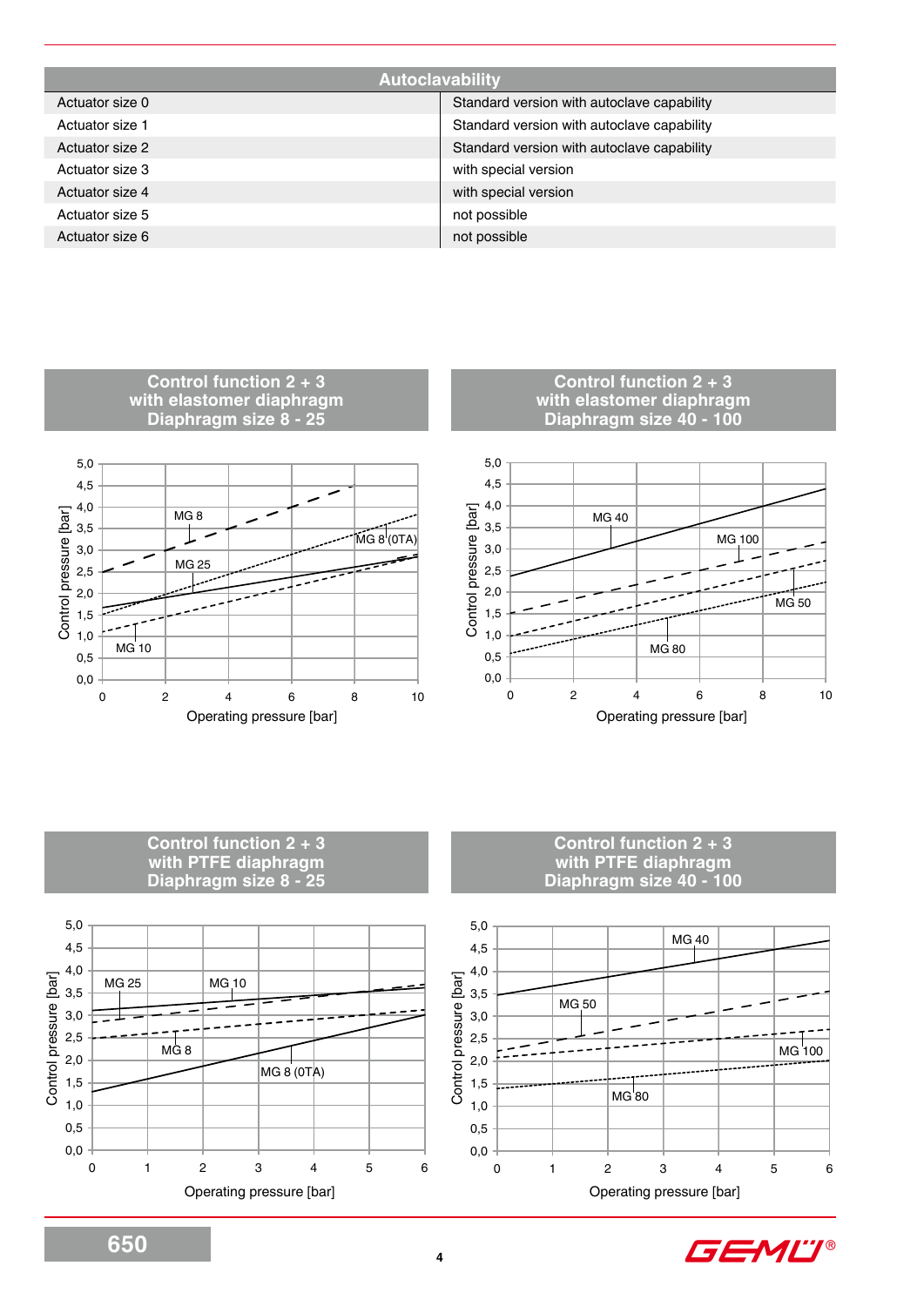| Autoclavability | |
|---|---|
| Actuator size 0 | Standard version with autoclave capability |
| Actuator size 1 | Standard version with autoclave capability |
| Actuator size 2 | Standard version with autoclave capability |
| Actuator size 3 | with special version |
| Actuator size 4 | with special version |
| Actuator size 5 | not possible |
| Actuator size 6 | not possible |

## Control function 2 + 3 with elastomer diaphragm Diaphragm size 8 - 25

Control pressure [bar]
5,0
4,5
4,0
3,5
3,0
2,5
2,0
1,5
1,0
0,5
0,0
0 2 4 6 8 10
Operating pressure [bar]
MG 8
MG 8 (0TA)
MG 25
MG 10

## Control function 2 + 3 with elastomer diaphragm Diaphragm size 40 - 100

Control pressure [bar]
5,0
4,5
4,0
3,5
3,0
2,5
2,0
1,5
1,0
0,5
0,0
0 2 4 6 8 10
Operating pressure [bar]
MG 40
MG 100
MG 50
MG 80

## Control function 2 + 3 with PTFE diaphragm Diaphragm size 8 - 25

Control pressure [bar]
5,0
4,5
4,0
3,5
3,0
2,5
2,0
1,5
1,0
0,5
0,0
0 1 2 3 4 5 6
Operating pressure [bar]
MG 25
MG 10
MG 8
MG 8 (0TA)

## Control function 2 + 3 with PTFE diaphragm Diaphragm size 40 - 100

Control pressure [bar]
5,0
4,5
4,0
3,5
3,0
2,5
2,0
1,5
1,0
0,5
0,0
0 1 2 3 4 5 6
Operating pressure [bar]
MG 40
MG 50
MG 100
MG 80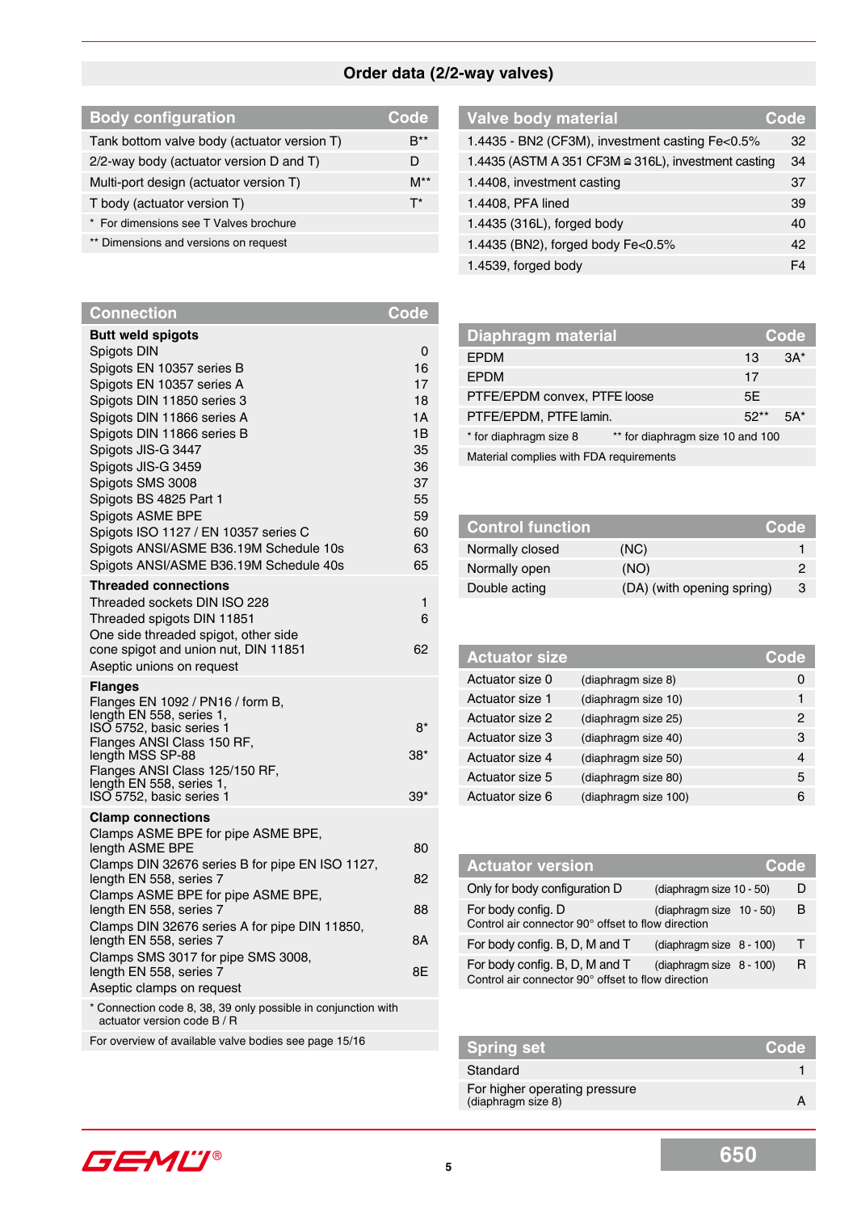## Order data (2/2-way valves)

| Body configuration | Code |
|---|---|
| Tank bottom valve body (actuator version T) | B** |
| 2/2-way body (actuator version D and T) | D |
| Multi-port design (actuator version T) | M** |
| T body (actuator version T) | T* |
| * For dimensions see T Valves brochure | |
| ** Dimensions and versions on request | |

| Connection | Code |
|---|---|
| **Butt weld spigots** | |
| Spigots DIN | 0 |
| Spigots EN 10357 series B | 16 |
| Spigots EN 10357 series A | 17 |
| Spigots DIN 11850 series 3 | 18 |
| Spigots DIN 11866 series A | 1A |
| Spigots DIN 11866 series B | 1B |
| Spigots JIS-G 3447 | 35 |
| Spigots JIS-G 3459 | 36 |
| Spigots SMS 3008 | 37 |
| Spigots BS 4825 Part 1 | 55 |
| Spigots ASME BPE | 59 |
| Spigots ISO 1127 / EN 10357 series C | 60 |
| Spigots ANSI/ASME B36.19M Schedule 10s | 63 |
| Spigots ANSI/ASME B36.19M Schedule 40s | 65 |
| **Threaded connections** | |
| Threaded sockets DIN ISO 228 | 1 |
| Threaded spigots DIN 11851 | 6 |
| One side threaded spigot, other side cone spigot and union nut, DIN 11851 | 62 |
| Aseptic unions on request | |
| **Flanges** | |
| Flanges EN 1092 / PN16 / form B, length EN 558, series 1, ISO 5752, basic series 1 | 8* |
| Flanges ANSI Class 150 RF, length MSS SP-88 | 38* |
| Flanges ANSI Class 125/150 RF, length EN 558, series 1, ISO 5752, basic series 1 | 39* |
| **Clamp connections** | |
| Clamps ASME BPE for pipe ASME BPE, length ASME BPE | 80 |
| Clamps DIN 32676 series B for pipe EN ISO 1127, length EN 558, series 7 | 82 |
| Clamps ASME BPE for pipe ASME BPE, length EN 558, series 7 | 88 |
| Clamps DIN 32676 series A for pipe DIN 11850, length EN 558, series 7 | 8A |
| Clamps SMS 3017 for pipe SMS 3008, length EN 558, series 7 | 8E |
| Aseptic clamps on request | |
| * Connection code 8, 38, 39 only possible in conjunction with actuator version code B / R | |
| For overview of available valve bodies see page 15/16 | |

| Valve body material | Code |
|---|---|
| 1.4435 - BN2 (CF3M), investment casting Fe<0.5% | 32 |
| 1.4435 (ASTM A 351 CF3M ≙ 316L), investment casting | 34 |
| 1.4408, investment casting | 37 |
| 1.4408, PFA lined | 39 |
| 1.4435 (316L), forged body | 40 |
| 1.4435 (BN2), forged body Fe<0.5% | 42 |
| 1.4539, forged body | F4 |

| Diaphragm material | Code | |
|---|---|---|
| EPDM | 13 | 3A* |
| EPDM | 17 | |
| PTFE/EPDM convex, PTFE loose | 5E | |
| PTFE/EPDM, PTFE lamin. | 52** | 5A* |
| * for diaphragm size 8 ** for diaphragm size 10 and 100 | | |
| Material complies with FDA requirements | | |

| Control function | | Code |
|---|---|---|
| Normally closed | (NC) | 1 |
| Normally open | (NO) | 2 |
| Double acting | (DA) (with opening spring) | 3 |

| Actuator size | | Code |
|---|---|---|
| Actuator size 0 | (diaphragm size 8) | 0 |
| Actuator size 1 | (diaphragm size 10) | 1 |
| Actuator size 2 | (diaphragm size 25) | 2 |
| Actuator size 3 | (diaphragm size 40) | 3 |
| Actuator size 4 | (diaphragm size 50) | 4 |
| Actuator size 5 | (diaphragm size 80) | 5 |
| Actuator size 6 | (diaphragm size 100) | 6 |

| Actuator version | | Code |
|---|---|---|
| Only for body configuration D | (diaphragm size 10 - 50) | D |
| For body config. D<br>Control air connector 90° offset to flow direction | (diaphragm size 10 - 50) | B |
| For body config. B, D, M and T | (diaphragm size 8 - 100) | T |
| For body config. B, D, M and T<br>Control air connector 90° offset to flow direction | (diaphragm size 8 - 100) | R |

| Spring set | Code |
|---|---|
| Standard | 1 |
| For higher operating pressure (diaphragm size 8) | A |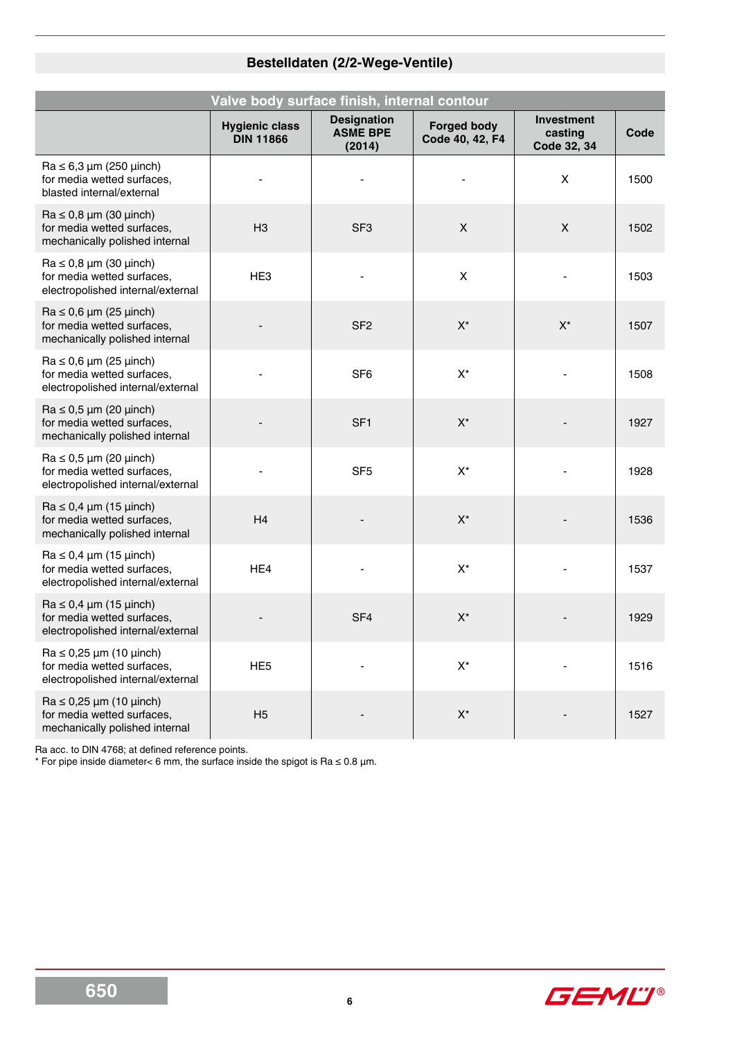## Bestelldaten (2/2-Wege-Ventile)

| Valve body surface finish, internal contour | | | | | |
|---|---|---|---|---|---|
| | Hygienic class DIN 11866 | Designation ASME BPE (2014) | Forged body Code 40, 42, F4 | Investment casting Code 32, 34 | Code |
| Ra ≤ 6,3 µm (250 µinch) for media wetted surfaces, blasted internal/external | - | - | - | X | 1500 |
| Ra ≤ 0,8 µm (30 µinch) for media wetted surfaces, mechanically polished internal | H3 | SF3 | X | X | 1502 |
| Ra ≤ 0,8 µm (30 µinch) for media wetted surfaces, electropolished internal/external | HE3 | - | X | - | 1503 |
| Ra ≤ 0,6 µm (25 µinch) for media wetted surfaces, mechanically polished internal | - | SF2 | X* | X* | 1507 |
| Ra ≤ 0,6 µm (25 µinch) for media wetted surfaces, electropolished internal/external | - | SF6 | X* | - | 1508 |
| Ra ≤ 0,5 µm (20 µinch) for media wetted surfaces, mechanically polished internal | - | SF1 | X* | - | 1927 |
| Ra ≤ 0,5 µm (20 µinch) for media wetted surfaces, electropolished internal/external | - | SF5 | X* | - | 1928 |
| Ra ≤ 0,4 µm (15 µinch) for media wetted surfaces, mechanically polished internal | H4 | - | X* | - | 1536 |
| Ra ≤ 0,4 µm (15 µinch) for media wetted surfaces, electropolished internal/external | HE4 | - | X* | - | 1537 |
| Ra ≤ 0,4 µm (15 µinch) for media wetted surfaces, electropolished internal/external | - | SF4 | X* | - | 1929 |
| Ra ≤ 0,25 µm (10 µinch) for media wetted surfaces, electropolished internal/external | HE5 | - | X* | - | 1516 |
| Ra ≤ 0,25 µm (10 µinch) for media wetted surfaces, mechanically polished internal | H5 | - | X* | - | 1527 |

Ra acc. to DIN 4768; at defined reference points.
* For pipe inside diameter< 6 mm, the surface inside the spigot is Ra ≤ 0.8 µm.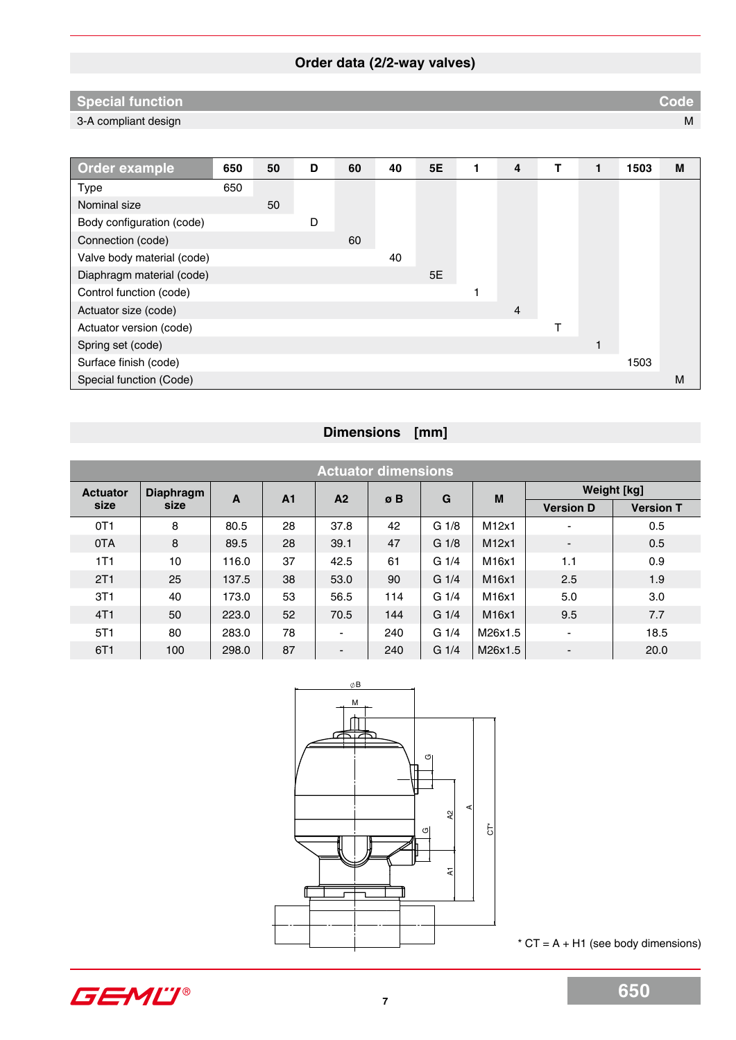## Order data (2/2-way valves)

| Special function | Code |
|---|---|
| 3-A compliant design | M |

| Order example | 650 | 50 | D | 60 | 40 | 5E | 1 | 4 | T | 1 | 1503 | M |
|---|---|---|---|---|---|---|---|---|---|---|---|---|
| Type | 650 | | | | | | | | | | | |
| Nominal size | | 50 | | | | | | | | | | |
| Body configuration (code) | | | D | | | | | | | | | |
| Connection (code) | | | | 60 | | | | | | | | |
| Valve body material (code) | | | | | 40 | | | | | | | |
| Diaphragm material (code) | | | | | | 5E | | | | | | |
| Control function (code) | | | | | | | 1 | | | | | |
| Actuator size (code) | | | | | | | | 4 | | | | |
| Actuator version (code) | | | | | | | | | T | | | |
| Spring set (code) | | | | | | | | | | 1 | | |
| Surface finish (code) | | | | | | | | | | | 1503 | |
| Special function (Code) | | | | | | | | | | | | M |

## Dimensions [mm]

### Actuator dimensions

| Actuator size | Diaphragm size | A | A1 | A2 | ø B | G | M | Weight [kg] | |
|---|---|---|---|---|---|---|---|---|---|
| | | | | | | | | Version D | Version T |
| 0T1 | 8 | 80.5 | 28 | 37.8 | 42 | G 1/8 | M12x1 | - | 0.5 |
| 0TA | 8 | 89.5 | 28 | 39.1 | 47 | G 1/8 | M12x1 | - | 0.5 |
| 1T1 | 10 | 116.0 | 37 | 42.5 | 61 | G 1/4 | M16x1 | 1.1 | 0.9 |
| 2T1 | 25 | 137.5 | 38 | 53.0 | 90 | G 1/4 | M16x1 | 2.5 | 1.9 |
| 3T1 | 40 | 173.0 | 53 | 56.5 | 114 | G 1/4 | M16x1 | 5.0 | 3.0 |
| 4T1 | 50 | 223.0 | 52 | 70.5 | 144 | G 1/4 | M16x1 | 9.5 | 7.7 |
| 5T1 | 80 | 283.0 | 78 | - | 240 | G 1/4 | M26x1.5 | - | 18.5 |
| 6T1 | 100 | 298.0 | 87 | - | 240 | G 1/4 | M26x1.5 | - | 20.0 |

øB
M
G
A2
A
CT*
G
A1

\* CT = A + H1 (see body dimensions)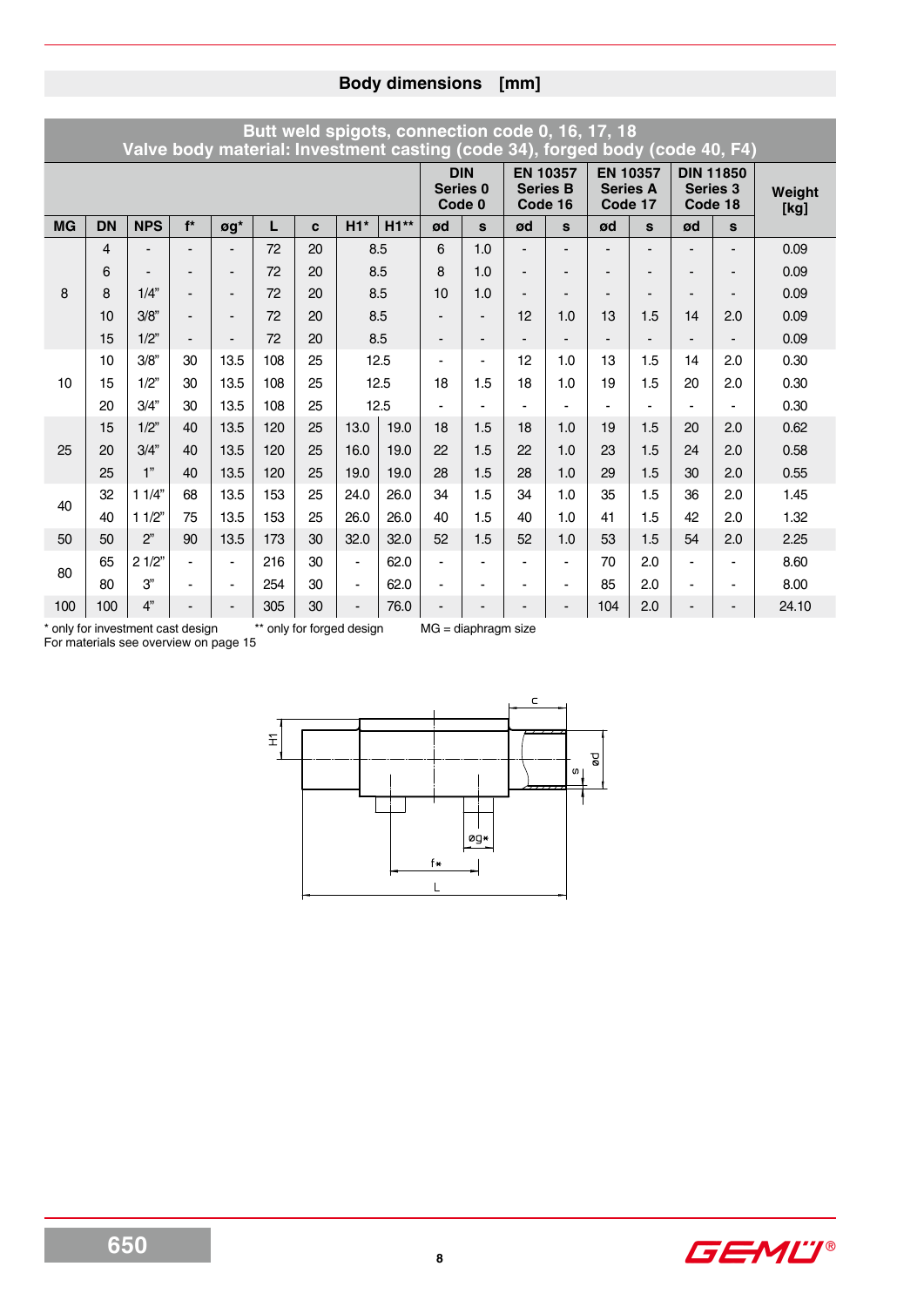## Body dimensions [mm]

**Butt weld spigots, connection code 0, 16, 17, 18**
**Valve body material: Investment casting (code 34), forged body (code 40, F4)**

| | | | | | | | | | DIN Series 0 Code 0 | | EN 10357 Series B Code 16 | | EN 10357 Series A Code 17 | | DIN 11850 Series 3 Code 18 | | Weight [kg] |
|---|---|---|---|---|---|---|---|---|---|---|---|---|---|---|---|---|---|
| MG | DN | NPS | f* | øg* | L | c | H1* | H1** | ød | s | ød | s | ød | s | ød | s | |
| 8 | 4 | - | - | - | 72 | 20 | 8.5 | | 6 | 1.0 | - | - | - | - | - | - | 0.09 |
| | 6 | - | - | - | 72 | 20 | 8.5 | | 8 | 1.0 | - | - | - | - | - | - | 0.09 |
| | 8 | 1/4" | - | - | 72 | 20 | 8.5 | | 10 | 1.0 | - | - | - | - | - | - | 0.09 |
| | 10 | 3/8" | - | - | 72 | 20 | 8.5 | | - | - | 12 | 1.0 | 13 | 1.5 | 14 | 2.0 | 0.09 |
| | 15 | 1/2" | - | - | 72 | 20 | 8.5 | | - | - | - | - | - | - | - | - | 0.09 |
| 10 | 10 | 3/8" | 30 | 13.5 | 108 | 25 | 12.5 | | - | - | 12 | 1.0 | 13 | 1.5 | 14 | 2.0 | 0.30 |
| | 15 | 1/2" | 30 | 13.5 | 108 | 25 | 12.5 | | 18 | 1.5 | 18 | 1.0 | 19 | 1.5 | 20 | 2.0 | 0.30 |
| | 20 | 3/4" | 30 | 13.5 | 108 | 25 | 12.5 | | - | - | - | - | - | - | - | - | 0.30 |
| 25 | 15 | 1/2" | 40 | 13.5 | 120 | 25 | 13.0 | 19.0 | 18 | 1.5 | 18 | 1.0 | 19 | 1.5 | 20 | 2.0 | 0.62 |
| | 20 | 3/4" | 40 | 13.5 | 120 | 25 | 16.0 | 19.0 | 22 | 1.5 | 22 | 1.0 | 23 | 1.5 | 24 | 2.0 | 0.58 |
| | 25 | 1" | 40 | 13.5 | 120 | 25 | 19.0 | 19.0 | 28 | 1.5 | 28 | 1.0 | 29 | 1.5 | 30 | 2.0 | 0.55 |
| 40 | 32 | 1 1/4" | 68 | 13.5 | 153 | 25 | 24.0 | 26.0 | 34 | 1.5 | 34 | 1.0 | 35 | 1.5 | 36 | 2.0 | 1.45 |
| | 40 | 1 1/2" | 75 | 13.5 | 153 | 25 | 26.0 | 26.0 | 40 | 1.5 | 40 | 1.0 | 41 | 1.5 | 42 | 2.0 | 1.32 |
| 50 | 50 | 2" | 90 | 13.5 | 173 | 30 | 32.0 | 32.0 | 52 | 1.5 | 52 | 1.0 | 53 | 1.5 | 54 | 2.0 | 2.25 |
| 80 | 65 | 2 1/2" | - | - | 216 | 30 | - | 62.0 | - | - | - | - | 70 | 2.0 | - | - | 8.60 |
| | 80 | 3" | - | - | 254 | 30 | - | 62.0 | - | - | - | - | 85 | 2.0 | - | - | 8.00 |
| 100 | 100 | 4" | - | - | 305 | 30 | - | 76.0 | - | - | - | - | 104 | 2.0 | - | - | 24.10 |

\* only for investment cast design ** only for forged design MG = diaphragm size
For materials see overview on page 15

H1
c
ød
s
øg*
f*
L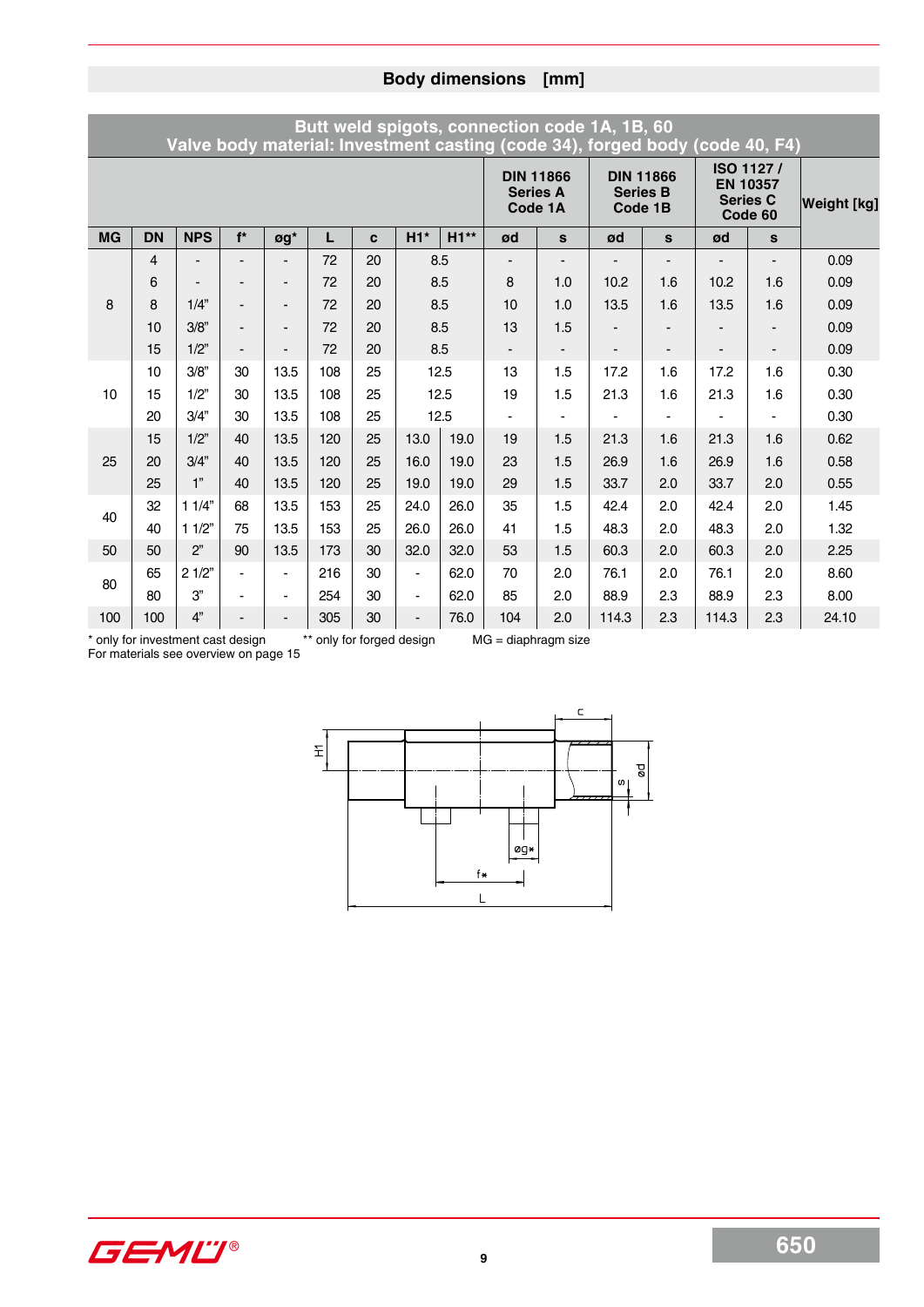## Body dimensions [mm]

| Butt weld spigots, connection code 1A, 1B, 60<br>Valve body material: Investment casting (code 34), forged body (code 40, F4) | | | | | | | | | | | | | | | |
|---|---|---|---|---|---|---|---|---|---|---|---|---|---|---|---|
| | | | | | | | | | DIN 11866 Series A Code 1A | | DIN 11866 Series B Code 1B | | ISO 1127 / EN 10357 Series C Code 60 | | Weight [kg] |
| MG | DN | NPS | f* | øg* | L | c | H1* | H1** | ød | s | ød | s | ød | s | |
| 8 | 4 | - | - | - | 72 | 20 | 8.5 | | - | - | - | - | - | - | 0.09 |
| | 6 | - | - | - | 72 | 20 | 8.5 | | 8 | 1.0 | 10.2 | 1.6 | 10.2 | 1.6 | 0.09 |
| | 8 | 1/4" | - | - | 72 | 20 | 8.5 | | 10 | 1.0 | 13.5 | 1.6 | 13.5 | 1.6 | 0.09 |
| | 10 | 3/8" | - | - | 72 | 20 | 8.5 | | 13 | 1.5 | - | - | - | - | 0.09 |
| | 15 | 1/2" | - | - | 72 | 20 | 8.5 | | - | - | - | - | - | - | 0.09 |
| 10 | 10 | 3/8" | 30 | 13.5 | 108 | 25 | 12.5 | | 13 | 1.5 | 17.2 | 1.6 | 17.2 | 1.6 | 0.30 |
| | 15 | 1/2" | 30 | 13.5 | 108 | 25 | 12.5 | | 19 | 1.5 | 21.3 | 1.6 | 21.3 | 1.6 | 0.30 |
| | 20 | 3/4" | 30 | 13.5 | 108 | 25 | 12.5 | | - | - | - | - | - | - | 0.30 |
| 25 | 15 | 1/2" | 40 | 13.5 | 120 | 25 | 13.0 | 19.0 | 19 | 1.5 | 21.3 | 1.6 | 21.3 | 1.6 | 0.62 |
| | 20 | 3/4" | 40 | 13.5 | 120 | 25 | 16.0 | 19.0 | 23 | 1.5 | 26.9 | 1.6 | 26.9 | 1.6 | 0.58 |
| | 25 | 1" | 40 | 13.5 | 120 | 25 | 19.0 | 19.0 | 29 | 1.5 | 33.7 | 2.0 | 33.7 | 2.0 | 0.55 |
| 40 | 32 | 1 1/4" | 68 | 13.5 | 153 | 25 | 24.0 | 26.0 | 35 | 1.5 | 42.4 | 2.0 | 42.4 | 2.0 | 1.45 |
| | 40 | 1 1/2" | 75 | 13.5 | 153 | 25 | 26.0 | 26.0 | 41 | 1.5 | 48.3 | 2.0 | 48.3 | 2.0 | 1.32 |
| 50 | 50 | 2" | 90 | 13.5 | 173 | 30 | 32.0 | 32.0 | 53 | 1.5 | 60.3 | 2.0 | 60.3 | 2.0 | 2.25 |
| 80 | 65 | 2 1/2" | - | - | 216 | 30 | - | 62.0 | 70 | 2.0 | 76.1 | 2.0 | 76.1 | 2.0 | 8.60 |
| | 80 | 3" | - | - | 254 | 30 | - | 62.0 | 85 | 2.0 | 88.9 | 2.3 | 88.9 | 2.3 | 8.00 |
| 100 | 100 | 4" | - | - | 305 | 30 | - | 76.0 | 104 | 2.0 | 114.3 | 2.3 | 114.3 | 2.3 | 24.10 |

\* only for investment cast design  ** only for forged design  MG = diaphragm size
For materials see overview on page 15

H1
c
ød
s
øg*
f*
L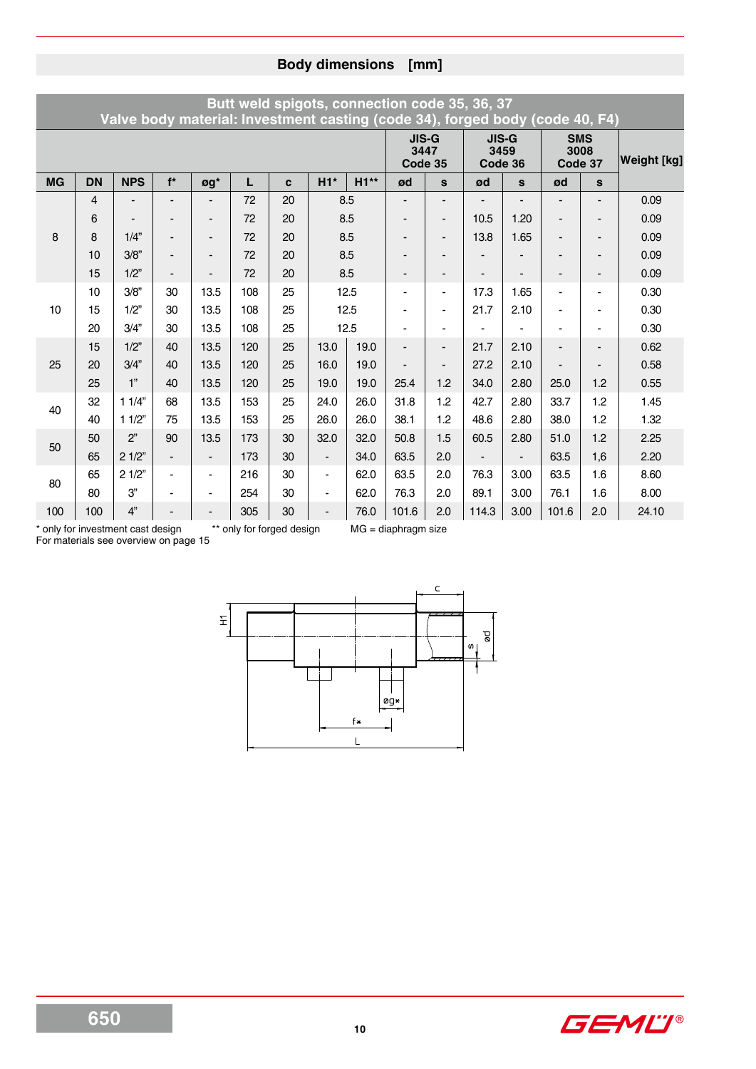## Body dimensions [mm]

| Butt weld spigots, connection code 35, 36, 37<br>Valve body material: Investment casting (code 34), forged body (code 40, F4) | | | | | | | | | | | | | | | |
|---|---|---|---|---|---|---|---|---|---|---|---|---|---|---|---|
| | | | | | | | | | JIS-G 3447 Code 35 | | JIS-G 3459 Code 36 | | SMS 3008 Code 37 | | Weight [kg] |
| MG | DN | NPS | f* | øg* | L | c | H1* | H1** | ød | s | ød | s | ød | s | |
| 8 | 4 | - | - | - | 72 | 20 | 8.5 | | - | - | - | - | - | - | 0.09 |
| | 6 | - | - | - | 72 | 20 | 8.5 | | - | - | 10.5 | 1.20 | - | - | 0.09 |
| | 8 | 1/4" | - | - | 72 | 20 | 8.5 | | - | - | 13.8 | 1.65 | - | - | 0.09 |
| | 10 | 3/8" | - | - | 72 | 20 | 8.5 | | - | - | - | - | - | - | 0.09 |
| | 15 | 1/2" | - | - | 72 | 20 | 8.5 | | - | - | - | - | - | - | 0.09 |
| 10 | 10 | 3/8" | 30 | 13.5 | 108 | 25 | 12.5 | | - | - | 17.3 | 1.65 | - | - | 0.30 |
| | 15 | 1/2" | 30 | 13.5 | 108 | 25 | 12.5 | | - | - | 21.7 | 2.10 | - | - | 0.30 |
| | 20 | 3/4" | 30 | 13.5 | 108 | 25 | 12.5 | | - | - | - | - | - | - | 0.30 |
| 25 | 15 | 1/2" | 40 | 13.5 | 120 | 25 | 13.0 | 19.0 | - | - | 21.7 | 2.10 | - | - | 0.62 |
| | 20 | 3/4" | 40 | 13.5 | 120 | 25 | 16.0 | 19.0 | - | - | 27.2 | 2.10 | - | - | 0.58 |
| | 25 | 1" | 40 | 13.5 | 120 | 25 | 19.0 | 19.0 | 25.4 | 1.2 | 34.0 | 2.80 | 25.0 | 1.2 | 0.55 |
| 40 | 32 | 1 1/4" | 68 | 13.5 | 153 | 25 | 24.0 | 26.0 | 31.8 | 1.2 | 42.7 | 2.80 | 33.7 | 1.2 | 1.45 |
| | 40 | 1 1/2" | 75 | 13.5 | 153 | 25 | 26.0 | 26.0 | 38.1 | 1.2 | 48.6 | 2.80 | 38.0 | 1.2 | 1.32 |
| 50 | 50 | 2" | 90 | 13.5 | 173 | 30 | 32.0 | 32.0 | 50.8 | 1.5 | 60.5 | 2.80 | 51.0 | 1.2 | 2.25 |
| | 65 | 2 1/2" | - | - | 173 | 30 | - | 34.0 | 63.5 | 2.0 | - | - | 63.5 | 1,6 | 2.20 |
| 80 | 65 | 2 1/2" | - | - | 216 | 30 | - | 62.0 | 63.5 | 2.0 | 76.3 | 3.00 | 63.5 | 1.6 | 8.60 |
| | 80 | 3" | - | - | 254 | 30 | - | 62.0 | 76.3 | 2.0 | 89.1 | 3.00 | 76.1 | 1.6 | 8.00 |
| 100 | 100 | 4" | - | - | 305 | 30 | - | 76.0 | 101.6 | 2.0 | 114.3 | 3.00 | 101.6 | 2.0 | 24.10 |

\* only for investment cast design  ** only for forged design  MG = diaphragm size
For materials see overview on page 15

c
H1
ød
s
øg*
f*
L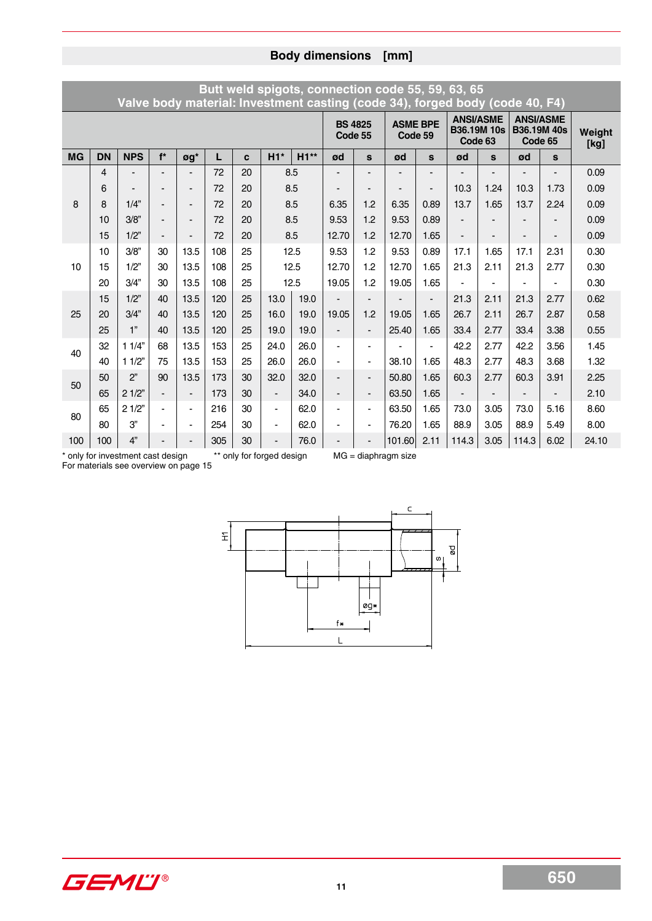## Body dimensions [mm]

| Butt weld spigots, connection code 55, 59, 63, 65<br>Valve body material: Investment casting (code 34), forged body (code 40, F4) | | | | | | | | | | | | | | | | | |
|---|---|---|---|---|---|---|---|---|---|---|---|---|---|---|---|---|---|
| | | | | | | | | | BS 4825 Code 55 | | ASME BPE Code 59 | | ANSI/ASME B36.19M 10s Code 63 | | ANSI/ASME B36.19M 40s Code 65 | | Weight [kg] |
| MG | DN | NPS | f* | øg* | L | c | H1* | H1** | ød | s | ød | s | ød | s | ød | s | |
| 8 | 4 | - | - | - | 72 | 20 | 8.5 | | - | - | - | - | - | - | - | - | 0.09 |
| | 6 | - | - | - | 72 | 20 | 8.5 | | - | - | - | - | 10.3 | 1.24 | 10.3 | 1.73 | 0.09 |
| | 8 | 1/4" | - | - | 72 | 20 | 8.5 | | 6.35 | 1.2 | 6.35 | 0.89 | 13.7 | 1.65 | 13.7 | 2.24 | 0.09 |
| | 10 | 3/8" | - | - | 72 | 20 | 8.5 | | 9.53 | 1.2 | 9.53 | 0.89 | - | - | - | - | 0.09 |
| | 15 | 1/2" | - | - | 72 | 20 | 8.5 | | 12.70 | 1.2 | 12.70 | 1.65 | - | - | - | - | 0.09 |
| 10 | 10 | 3/8" | 30 | 13.5 | 108 | 25 | 12.5 | | 9.53 | 1.2 | 9.53 | 0.89 | 17.1 | 1.65 | 17.1 | 2.31 | 0.30 |
| | 15 | 1/2" | 30 | 13.5 | 108 | 25 | 12.5 | | 12.70 | 1.2 | 12.70 | 1.65 | 21.3 | 2.11 | 21.3 | 2.77 | 0.30 |
| | 20 | 3/4" | 30 | 13.5 | 108 | 25 | 12.5 | | 19.05 | 1.2 | 19.05 | 1.65 | - | - | - | - | 0.30 |
| 25 | 15 | 1/2" | 40 | 13.5 | 120 | 25 | 13.0 | 19.0 | - | - | - | - | 21.3 | 2.11 | 21.3 | 2.77 | 0.62 |
| | 20 | 3/4" | 40 | 13.5 | 120 | 25 | 16.0 | 19.0 | 19.05 | 1.2 | 19.05 | 1.65 | 26.7 | 2.11 | 26.7 | 2.87 | 0.58 |
| | 25 | 1" | 40 | 13.5 | 120 | 25 | 19.0 | 19.0 | - | - | 25.40 | 1.65 | 33.4 | 2.77 | 33.4 | 3.38 | 0.55 |
| 40 | 32 | 1 1/4" | 68 | 13.5 | 153 | 25 | 24.0 | 26.0 | - | - | - | - | 42.2 | 2.77 | 42.2 | 3.56 | 1.45 |
| | 40 | 1 1/2" | 75 | 13.5 | 153 | 25 | 26.0 | 26.0 | - | - | 38.10 | 1.65 | 48.3 | 2.77 | 48.3 | 3.68 | 1.32 |
| 50 | 50 | 2" | 90 | 13.5 | 173 | 30 | 32.0 | 32.0 | - | - | 50.80 | 1.65 | 60.3 | 2.77 | 60.3 | 3.91 | 2.25 |
| | 65 | 2 1/2" | - | - | 173 | 30 | - | 34.0 | - | - | 63.50 | 1.65 | - | - | - | - | 2.10 |
| 80 | 65 | 2 1/2" | - | - | 216 | 30 | - | 62.0 | - | - | 63.50 | 1.65 | 73.0 | 3.05 | 73.0 | 5.16 | 8.60 |
| | 80 | 3" | - | - | 254 | 30 | - | 62.0 | - | - | 76.20 | 1.65 | 88.9 | 3.05 | 88.9 | 5.49 | 8.00 |
| 100 | 100 | 4" | - | - | 305 | 30 | - | 76.0 | - | - | 101.60 | 2.11 | 114.3 | 3.05 | 114.3 | 6.02 | 24.10 |

\* only for investment cast design  ** only for forged design  MG = diaphragm size

For materials see overview on page 15

H1
c
s
ød
øg*
f*
L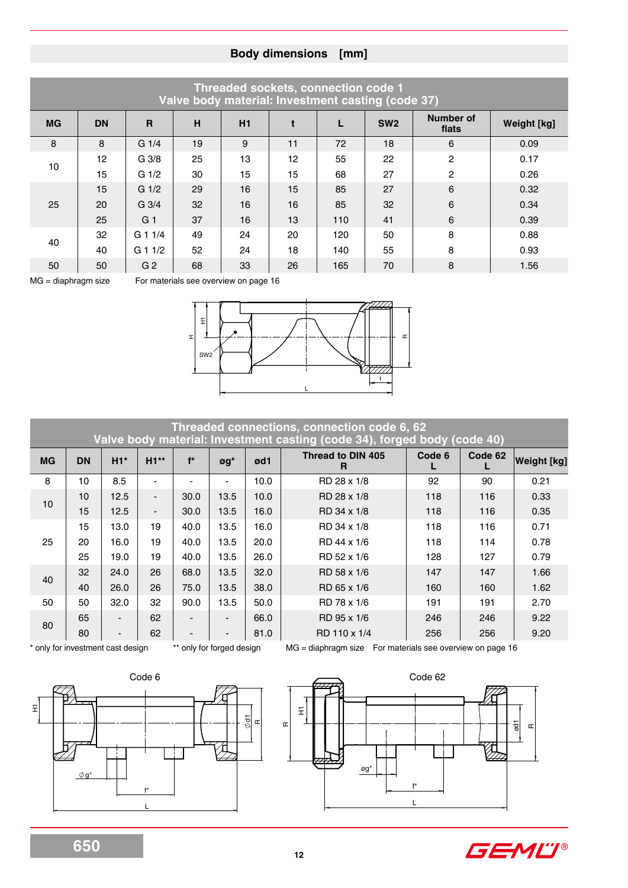## Body dimensions [mm]

| Threaded sockets, connection code 1<br>Valve body material: Investment casting (code 37) | | | | | | | | | |
|---|---|---|---|---|---|---|---|---|---|
| MG | DN | R | H | H1 | t | L | SW2 | Number of flats | Weight [kg] |
| 8 | 8 | G 1/4 | 19 | 9 | 11 | 72 | 18 | 6 | 0.09 |
| 10 | 12 | G 3/8 | 25 | 13 | 12 | 55 | 22 | 2 | 0.17 |
| | 15 | G 1/2 | 30 | 15 | 15 | 68 | 27 | 2 | 0.26 |
| 25 | 15 | G 1/2 | 29 | 16 | 15 | 85 | 27 | 6 | 0.32 |
| | 20 | G 3/4 | 32 | 16 | 16 | 85 | 32 | 6 | 0.34 |
| | 25 | G 1 | 37 | 16 | 13 | 110 | 41 | 6 | 0.39 |
| 40 | 32 | G 1 1/4 | 49 | 24 | 20 | 120 | 50 | 8 | 0.88 |
| | 40 | G 1 1/2 | 52 | 24 | 18 | 140 | 55 | 8 | 0.93 |
| 50 | 50 | G 2 | 68 | 33 | 26 | 165 | 70 | 8 | 1.56 |

MG = diaphragm size For materials see overview on page 16

H1
H
SW2
R
t
L

| Threaded connections, connection code 6, 62<br>Valve body material: Investment casting (code 34), forged body (code 40) | | | | | | | | | | |
|---|---|---|---|---|---|---|---|---|---|---|
| MG | DN | H1* | H1** | f* | øg* | ød1 | Thread to DIN 405 R | Code 6 L | Code 62 L | Weight [kg] |
| 8 | 10 | 8.5 | - | - | - | 10.0 | RD 28 x 1/8 | 92 | 90 | 0.21 |
| 10 | 10 | 12.5 | - | 30.0 | 13.5 | 10.0 | RD 28 x 1/8 | 118 | 116 | 0.33 |
| | 15 | 12.5 | - | 30.0 | 13.5 | 16.0 | RD 34 x 1/8 | 118 | 116 | 0.35 |
| 25 | 15 | 13.0 | 19 | 40.0 | 13.5 | 16.0 | RD 34 x 1/8 | 118 | 116 | 0.71 |
| | 20 | 16.0 | 19 | 40.0 | 13.5 | 20.0 | RD 44 x 1/6 | 118 | 114 | 0.78 |
| | 25 | 19.0 | 19 | 40.0 | 13.5 | 26.0 | RD 52 x 1/6 | 128 | 127 | 0.79 |
| 40 | 32 | 24.0 | 26 | 68.0 | 13.5 | 32.0 | RD 58 x 1/6 | 147 | 147 | 1.66 |
| | 40 | 26.0 | 26 | 75.0 | 13.5 | 38.0 | RD 65 x 1/6 | 160 | 160 | 1.62 |
| 50 | 50 | 32.0 | 32 | 90.0 | 13.5 | 50.0 | RD 78 x 1/6 | 191 | 191 | 2.70 |
| 80 | 65 | - | 62 | - | - | 66.0 | RD 95 x 1/6 | 246 | 246 | 9.22 |
| | 80 | - | 62 | - | - | 81.0 | RD 110 x 1/4 | 256 | 256 | 9.20 |

\* only for investment cast design ** only for forged design MG = diaphragm size For materials see overview on page 16

Code 6

H1
Ød1
R
Øg*
f*
L

Code 62

R
H1
ød1
R
øg*
f*
L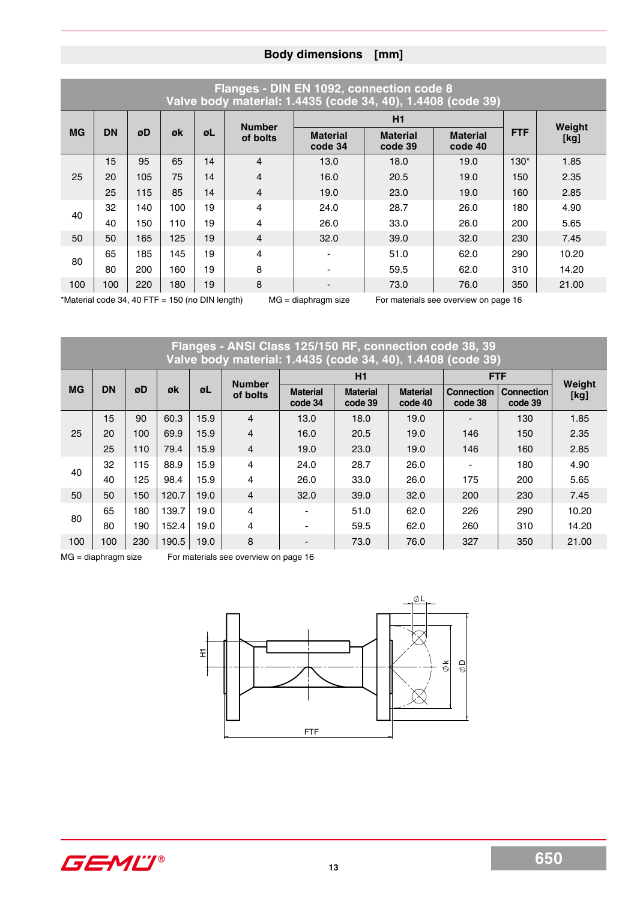## Body dimensions [mm]

| Flanges - DIN EN 1092, connection code 8<br>Valve body material: 1.4435 (code 34, 40), 1.4408 (code 39) | | | | | | | | | | |
|---|---|---|---|---|---|---|---|---|---|---|
| MG | DN | øD | øk | øL | Number of bolts | H1 | | | FTF | Weight [kg] |
| | | | | | | Material code 34 | Material code 39 | Material code 40 | | |
| 25 | 15 | 95 | 65 | 14 | 4 | 13.0 | 18.0 | 19.0 | 130* | 1.85 |
| | 20 | 105 | 75 | 14 | 4 | 16.0 | 20.5 | 19.0 | 150 | 2.35 |
| | 25 | 115 | 85 | 14 | 4 | 19.0 | 23.0 | 19.0 | 160 | 2.85 |
| 40 | 32 | 140 | 100 | 19 | 4 | 24.0 | 28.7 | 26.0 | 180 | 4.90 |
| | 40 | 150 | 110 | 19 | 4 | 26.0 | 33.0 | 26.0 | 200 | 5.65 |
| 50 | 50 | 165 | 125 | 19 | 4 | 32.0 | 39.0 | 32.0 | 230 | 7.45 |
| 80 | 65 | 185 | 145 | 19 | 4 | - | 51.0 | 62.0 | 290 | 10.20 |
| | 80 | 200 | 160 | 19 | 8 | - | 59.5 | 62.0 | 310 | 14.20 |
| 100 | 100 | 220 | 180 | 19 | 8 | - | 73.0 | 76.0 | 350 | 21.00 |

*Material code 34, 40 FTF = 150 (no DIN length) MG = diaphragm size For materials see overview on page 16

| Flanges - ANSI Class 125/150 RF, connection code 38, 39<br>Valve body material: 1.4435 (code 34, 40), 1.4408 (code 39) | | | | | | | | | | | |
|---|---|---|---|---|---|---|---|---|---|---|---|
| MG | DN | øD | øk | øL | Number of bolts | H1 | | | FTF | | Weight [kg] |
| | | | | | | Material code 34 | Material code 39 | Material code 40 | Connection code 38 | Connection code 39 | |
| 25 | 15 | 90 | 60.3 | 15.9 | 4 | 13.0 | 18.0 | 19.0 | - | 130 | 1.85 |
| | 20 | 100 | 69.9 | 15.9 | 4 | 16.0 | 20.5 | 19.0 | 146 | 150 | 2.35 |
| | 25 | 110 | 79.4 | 15.9 | 4 | 19.0 | 23.0 | 19.0 | 146 | 160 | 2.85 |
| 40 | 32 | 115 | 88.9 | 15.9 | 4 | 24.0 | 28.7 | 26.0 | - | 180 | 4.90 |
| | 40 | 125 | 98.4 | 15.9 | 4 | 26.0 | 33.0 | 26.0 | 175 | 200 | 5.65 |
| 50 | 50 | 150 | 120.7 | 19.0 | 4 | 32.0 | 39.0 | 32.0 | 200 | 230 | 7.45 |
| 80 | 65 | 180 | 139.7 | 19.0 | 4 | - | 51.0 | 62.0 | 226 | 290 | 10.20 |
| | 80 | 190 | 152.4 | 19.0 | 4 | - | 59.5 | 62.0 | 260 | 310 | 14.20 |
| 100 | 100 | 230 | 190.5 | 19.0 | 8 | - | 73.0 | 76.0 | 327 | 350 | 21.00 |

MG = diaphragm size For materials see overview on page 16

ØL
H1
Øk
ØD
FTF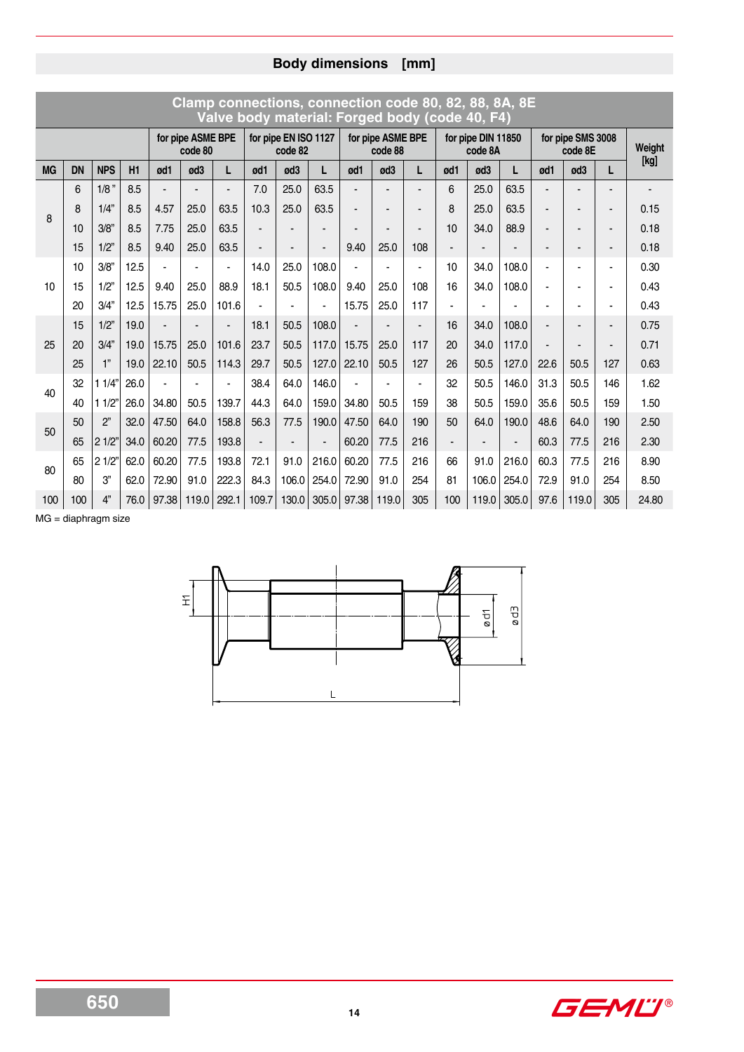## Body dimensions [mm]

| Clamp connections, connection code 80, 82, 88, 8A, 8E<br>Valve body material: Forged body (code 40, F4) | | | | | | | | | | | | | | | | | | | | |
|---|---|---|---|---|---|---|---|---|---|---|---|---|---|---|---|---|---|---|---|---|
| | | | | for pipe ASME BPE code 80 | | | for pipe EN ISO 1127 code 82 | | | for pipe ASME BPE code 88 | | | for pipe DIN 11850 code 8A | | | for pipe SMS 3008 code 8E | | | Weight [kg] |
| MG | DN | NPS | H1 | ød1 | ød3 | L | ød1 | ød3 | L | ød1 | ød3 | L | ød1 | ød3 | L | ød1 | ød3 | L | |
| 8 | 6 | 1/8" | 8.5 | - | - | - | 7.0 | 25.0 | 63.5 | - | - | - | 6 | 25.0 | 63.5 | - | - | - | - |
| | 8 | 1/4" | 8.5 | 4.57 | 25.0 | 63.5 | 10.3 | 25.0 | 63.5 | - | - | - | 8 | 25.0 | 63.5 | - | - | - | 0.15 |
| | 10 | 3/8" | 8.5 | 7.75 | 25.0 | 63.5 | - | - | - | - | - | - | 10 | 34.0 | 88.9 | - | - | - | 0.18 |
| | 15 | 1/2" | 8.5 | 9.40 | 25.0 | 63.5 | - | - | - | 9.40 | 25.0 | 108 | - | - | - | - | - | - | 0.18 |
| 10 | 10 | 3/8" | 12.5 | - | - | - | 14.0 | 25.0 | 108.0 | - | - | - | 10 | 34.0 | 108.0 | - | - | - | 0.30 |
| | 15 | 1/2" | 12.5 | 9.40 | 25.0 | 88.9 | 18.1 | 50.5 | 108.0 | 9.40 | 25.0 | 108 | 16 | 34.0 | 108.0 | - | - | - | 0.43 |
| | 20 | 3/4" | 12.5 | 15.75 | 25.0 | 101.6 | - | - | - | 15.75 | 25.0 | 117 | - | - | - | - | - | - | 0.43 |
| 25 | 15 | 1/2" | 19.0 | - | - | - | 18.1 | 50.5 | 108.0 | - | - | - | 16 | 34.0 | 108.0 | - | - | - | 0.75 |
| | 20 | 3/4" | 19.0 | 15.75 | 25.0 | 101.6 | 23.7 | 50.5 | 117.0 | 15.75 | 25.0 | 117 | 20 | 34.0 | 117.0 | - | - | - | 0.71 |
| | 25 | 1" | 19.0 | 22.10 | 50.5 | 114.3 | 29.7 | 50.5 | 127.0 | 22.10 | 50.5 | 127 | 26 | 50.5 | 127.0 | 22.6 | 50.5 | 127 | 0.63 |
| 40 | 32 | 1 1/4" | 26.0 | - | - | - | 38.4 | 64.0 | 146.0 | - | - | - | 32 | 50.5 | 146.0 | 31.3 | 50.5 | 146 | 1.62 |
| | 40 | 1 1/2" | 26.0 | 34.80 | 50.5 | 139.7 | 44.3 | 64.0 | 159.0 | 34.80 | 50.5 | 159 | 38 | 50.5 | 159.0 | 35.6 | 50.5 | 159 | 1.50 |
| 50 | 50 | 2" | 32.0 | 47.50 | 64.0 | 158.8 | 56.3 | 77.5 | 190.0 | 47.50 | 64.0 | 190 | 50 | 64.0 | 190.0 | 48.6 | 64.0 | 190 | 2.50 |
| | 65 | 2 1/2" | 34.0 | 60.20 | 77.5 | 193.8 | - | - | - | 60.20 | 77.5 | 216 | - | - | - | 60.3 | 77.5 | 216 | 2.30 |
| 80 | 65 | 2 1/2" | 62.0 | 60.20 | 77.5 | 193.8 | 72.1 | 91.0 | 216.0 | 60.20 | 77.5 | 216 | 66 | 91.0 | 216.0 | 60.3 | 77.5 | 216 | 8.90 |
| | 80 | 3" | 62.0 | 72.90 | 91.0 | 222.3 | 84.3 | 106.0 | 254.0 | 72.90 | 91.0 | 254 | 81 | 106.0 | 254.0 | 72.9 | 91.0 | 254 | 8.50 |
| 100 | 100 | 4" | 76.0 | 97.38 | 119.0 | 292.1 | 109.7 | 130.0 | 305.0 | 97.38 | 119.0 | 305 | 100 | 119.0 | 305.0 | 97.6 | 119.0 | 305 | 24.80 |

MG = diaphragm size

H1

ø d1

ø d3

L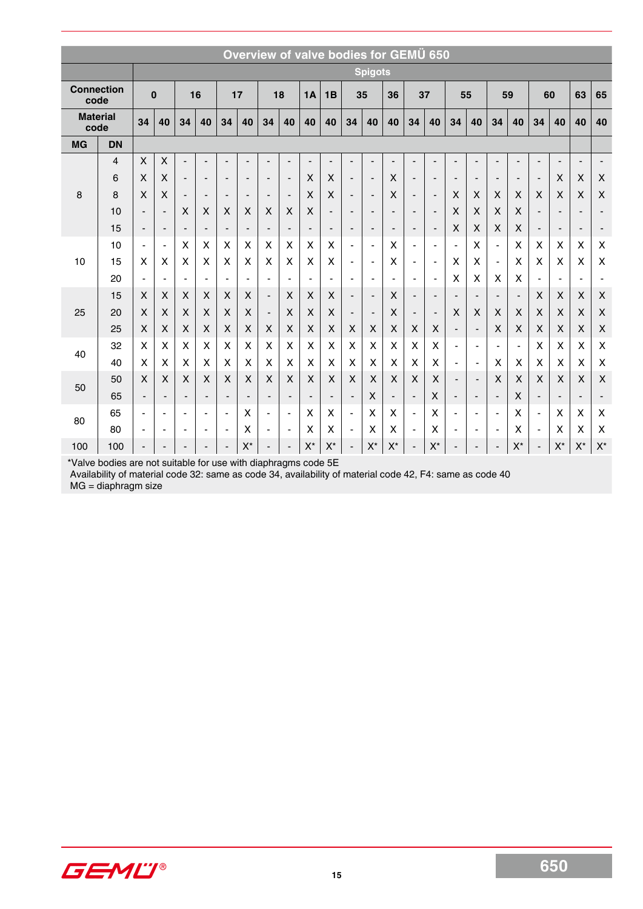| Overview of valve bodies for GEMÜ 650 | | | | | | | | | | | | | | | | | | | | | | | | | | |
|---|---|---|---|---|---|---|---|---|---|---|---|---|---|---|---|---|---|---|---|---|---|---|---|---|---|---|
| | | Spigots | | | | | | | | | | | | | | | | | | | | | | | | |
| Connection code | | 0 | | 16 | | 17 | | 18 | | 1A | 1B | 35 | | 36 | 37 | | 55 | | 59 | | 60 | | 63 | 65 | | |
| Material code | | 34 | 40 | 34 | 40 | 34 | 40 | 34 | 40 | 40 | 40 | 34 | 40 | 40 | 34 | 40 | 34 | 40 | 34 | 40 | 34 | 40 | 40 | 40 | | |
| MG | DN | | | | | | | | | | | | | | | | | | | | | | | | | |
| 8 | 4 | X | X | - | - | - | - | - | - | - | - | - | - | - | - | - | - | - | - | - | - | - | - | - | | |
| | 6 | X | X | - | - | - | - | - | - | X | X | - | - | X | - | - | - | - | - | - | - | X | X | X | | |
| | 8 | X | X | - | - | - | - | - | - | X | X | - | - | X | - | - | X | X | X | X | X | X | X | X | | |
| | 10 | - | - | X | X | X | X | X | X | X | - | - | - | - | - | - | X | X | X | X | - | - | - | - | | |
| | 15 | - | - | - | - | - | - | - | - | - | - | - | - | - | - | - | X | X | X | X | - | - | - | - | | |
| 10 | 10 | - | - | X | X | X | X | X | X | X | X | - | - | X | - | - | - | X | - | X | X | X | X | X | | |
| | 15 | X | X | X | X | X | X | X | X | X | X | - | - | X | - | - | X | X | - | X | X | X | X | X | | |
| | 20 | - | - | - | - | - | - | - | - | - | - | - | - | - | - | - | X | X | X | X | - | - | - | - | | |
| 25 | 15 | X | X | X | X | X | X | - | X | X | X | - | - | X | - | - | - | - | - | - | X | X | X | X | | |
| | 20 | X | X | X | X | X | X | - | X | X | X | - | - | X | - | - | X | X | X | X | X | X | X | X | | |
| | 25 | X | X | X | X | X | X | X | X | X | X | X | X | X | X | X | - | - | X | X | X | X | X | X | | |
| 40 | 32 | X | X | X | X | X | X | X | X | X | X | X | X | X | X | X | - | - | - | - | X | X | X | X | | |
| | 40 | X | X | X | X | X | X | X | X | X | X | X | X | X | X | X | - | - | X | X | X | X | X | X | | |
| 50 | 50 | X | X | X | X | X | X | X | X | X | X | X | X | X | X | X | - | - | X | X | X | X | X | X | | |
| | 65 | - | - | - | - | - | - | - | - | - | - | - | X | - | - | X | - | - | - | X | - | - | - | - | | |
| 80 | 65 | - | - | - | - | - | X | - | - | X | X | - | X | X | - | X | - | - | - | X | - | X | X | X | | |
| | 80 | - | - | - | - | - | X | - | - | X | X | - | X | X | - | X | - | - | - | X | - | X | X | X | | |
| 100 | 100 | - | - | - | - | - | X* | - | - | X* | X* | - | X* | X* | - | X* | - | - | - | X* | - | X* | X* | X* | | |

*Valve bodies are not suitable for use with diaphragms code 5E
Availability of material code 32: same as code 34, availability of material code 42, F4: same as code 40
MG = diaphragm size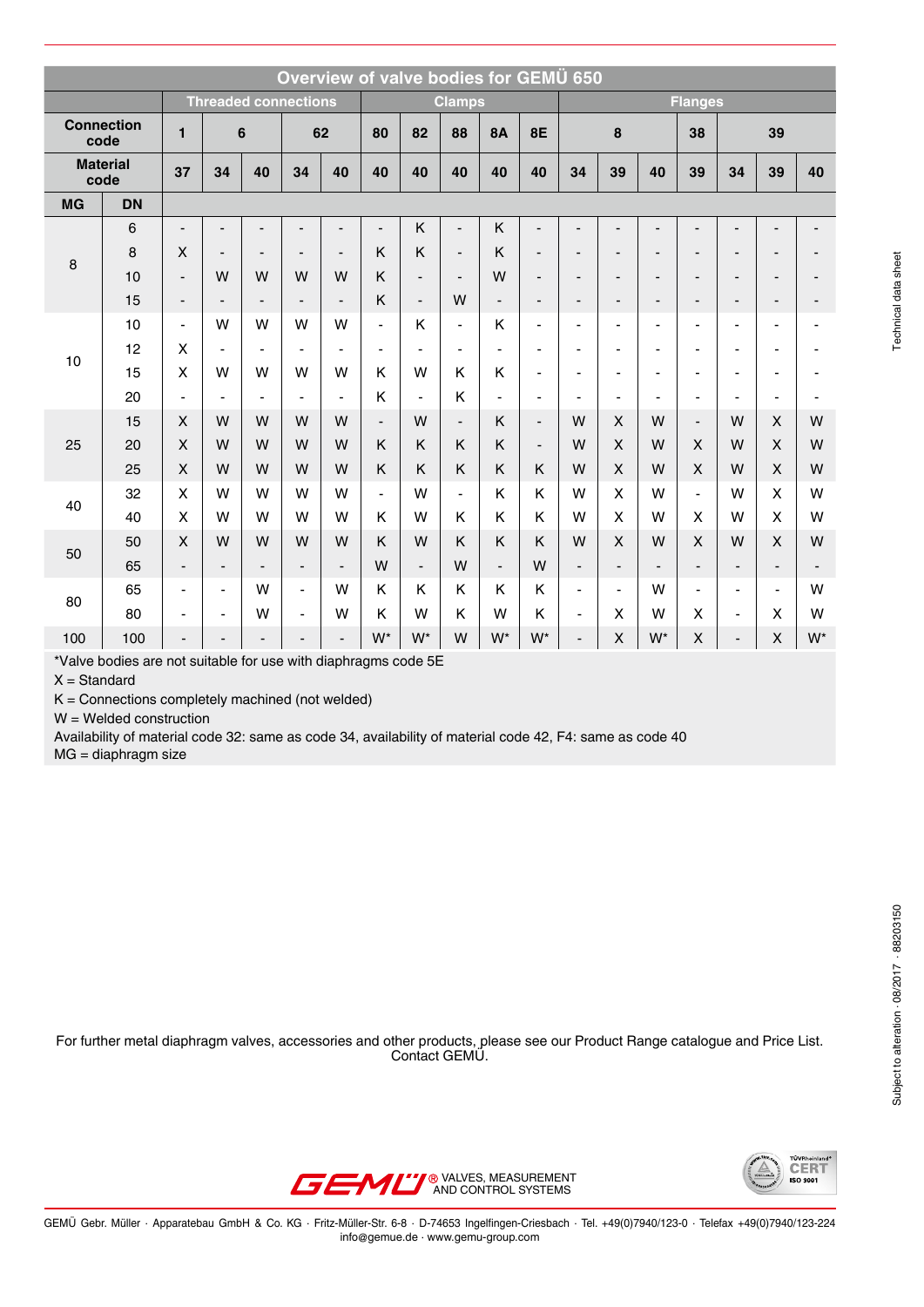| Overview of valve bodies for GEMÜ 650 | | | | | | | | | | | | | | | | | | |
|---|---|---|---|---|---|---|---|---|---|---|---|---|---|---|---|---|---|---|
| | | Threaded connections | | | | | Clamps | | | | | Flanges | | | | | | |
| Connection code | | 1 | 6 | | 62 | | 80 | 82 | 88 | 8A | 8E | 8 | | | 38 | 39 | | |
| Material code | | 37 | 34 | 40 | 34 | 40 | 40 | 40 | 40 | 40 | 40 | 34 | 39 | 40 | 39 | 34 | 39 | 40 |
| MG | DN | | | | | | | | | | | | | | | | | |
| 8 | 6 | - | - | - | - | - | - | K | - | K | - | - | - | - | - | - | - | - |
| | 8 | X | - | - | - | - | K | K | - | K | - | - | - | - | - | - | - | - |
| | 10 | - | W | W | W | W | K | - | - | W | - | - | - | - | - | - | - | - |
| | 15 | - | - | - | - | - | K | - | W | - | - | - | - | - | - | - | - | - |
| 10 | 10 | - | W | W | W | W | - | K | - | K | - | - | - | - | - | - | - | - |
| | 12 | X | - | - | - | - | - | - | - | - | - | - | - | - | - | - | - | - |
| | 15 | X | W | W | W | W | K | W | K | K | - | - | - | - | - | - | - | - |
| | 20 | - | - | - | - | - | K | - | K | - | - | - | - | - | - | - | - | - |
| 25 | 15 | X | W | W | W | W | - | W | - | K | - | W | X | W | - | W | X | W |
| | 20 | X | W | W | W | W | K | K | K | K | - | W | X | W | X | W | X | W |
| | 25 | X | W | W | W | W | K | K | K | K | K | W | X | W | X | W | X | W |
| 40 | 32 | X | W | W | W | W | - | W | - | K | K | W | X | W | - | W | X | W |
| | 40 | X | W | W | W | W | K | W | K | K | K | W | X | W | X | W | X | W |
| 50 | 50 | X | W | W | W | W | K | W | K | K | K | W | X | W | X | W | X | W |
| | 65 | - | - | - | - | - | W | - | W | - | W | - | - | - | - | - | - | - |
| 80 | 65 | - | - | W | - | W | K | K | K | K | K | - | - | W | - | - | - | W |
| | 80 | - | - | W | - | W | K | W | K | W | K | - | X | W | X | - | X | W |
| 100 | 100 | - | - | - | - | - | W* | W* | W | W* | W* | - | X | W* | X | - | X | W* |

*Valve bodies are not suitable for use with diaphragms code 5E

X = Standard

K = Connections completely machined (not welded)

W = Welded construction

Availability of material code 32: same as code 34, availability of material code 42, F4: same as code 40

MG = diaphragm size

For further metal diaphragm valves, accessories and other products, please see our Product Range catalogue and Price List. Contact GEMÜ.

GEMÜ® VALVES, MEASUREMENT AND CONTROL SYSTEMS

GEMÜ Gebr. Müller · Apparatebau GmbH & Co. KG · Fritz-Müller-Str. 6-8 · D-74653 Ingelfingen-Criesbach · Tel. +49(0)7940/123-0 · Telefax +49(0)7940/123-224
info@gemue.de · www.gemu-group.com

Subject to alteration · 08/2017 · 88203150